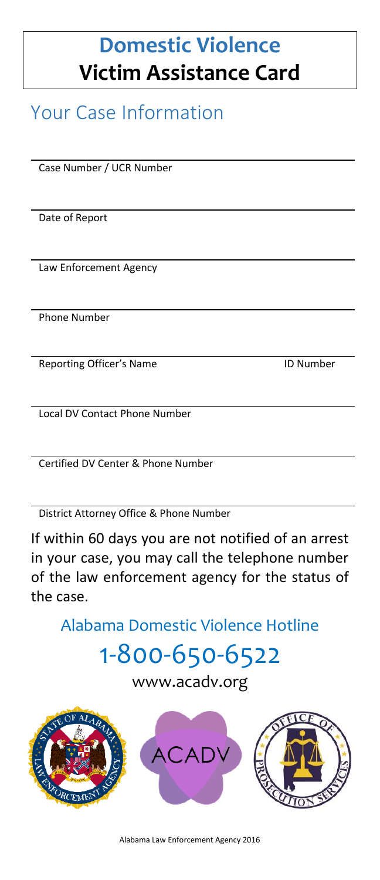# Domestic Violence Victim Assistance Card

## Your Case Information

Case Number / UCR Number

Date of Report

Law Enforcement Agency

Phone Number

Reporting Officer's Name ID Number

Local DV Contact Phone Number

Certified DV Center & Phone Number

District Attorney Office & Phone Number

If within 60 days you are not notified of an arrest in your case, you may call the telephone number of the law enforcement agency for the status of the case.

Alabama Domestic Violence Hotline

1-800-650-6522

www.acadv.org

Alabama Law Enforcement Agency 2016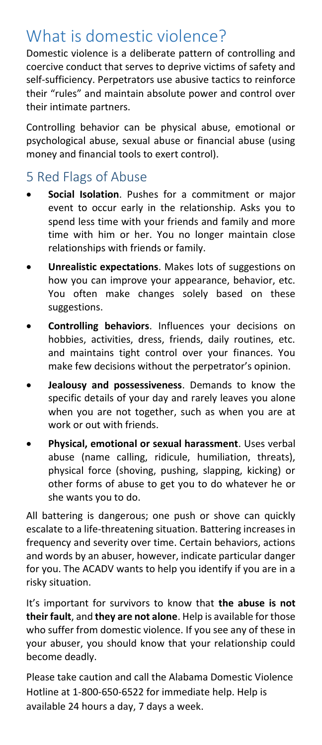# What is domestic violence?

Domestic violence is a deliberate pattern of controlling and coercive conduct that serves to deprive victims of safety and self-sufficiency. Perpetrators use abusive tactics to reinforce their "rules" and maintain absolute power and control over their intimate partners.

Controlling behavior can be physical abuse, emotional or psychological abuse, sexual abuse or financial abuse (using money and financial tools to exert control).

## 5 Red Flags of Abuse

- **Social Isolation**. Pushes for a commitment or major event to occur early in the relationship. Asks you to spend less time with your friends and family and more time with him or her. You no longer maintain close relationships with friends or family.
- **Unrealistic expectations**. Makes lots of suggestions on how you can improve your appearance, behavior, etc. You often make changes solely based on these suggestions.
- **Controlling behaviors**. Influences your decisions on hobbies, activities, dress, friends, daily routines, etc. and maintains tight control over your finances. You make few decisions without the perpetrator's opinion.
- **Jealousy and possessiveness**. Demands to know the specific details of your day and rarely leaves you alone when you are not together, such as when you are at work or out with friends.
- **Physical, emotional or sexual harassment**. Uses verbal abuse (name calling, ridicule, humiliation, threats), physical force (shoving, pushing, slapping, kicking) or other forms of abuse to get you to do whatever he or she wants you to do.

All battering is dangerous; one push or shove can quickly escalate to a life-threatening situation. Battering increases in frequency and severity over time. Certain behaviors, actions and words by an abuser, however, indicate particular danger for you. The ACADV wants to help you identify if you are in a risky situation.

It's important for survivors to know that **the abuse is not their fault**, and **they are not alone**. Help is available for those who suffer from domestic violence. If you see any of these in your abuser, you should know that your relationship could become deadly.

Please take caution and call the Alabama Domestic Violence Hotline at 1-800-650-6522 for immediate help. Help is available 24 hours a day, 7 days a week.